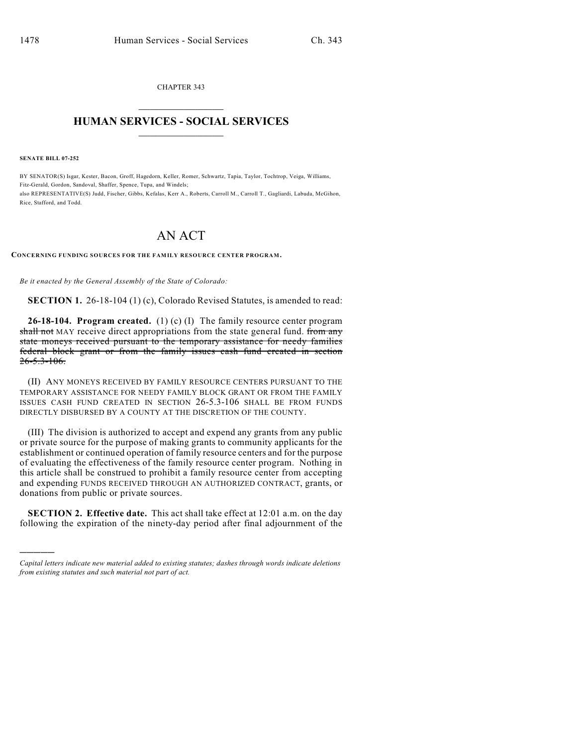CHAPTER 343

# HUMAN SERVICES - SOCIAL SERVICES

**SENATE BILL 07-252**

BY SENATOR(S) Isgar, Kester, Bacon, Groff, Hagedorn, Keller, Romer, Schwartz, Tapia, Taylor, Tochtrop, Veiga, Williams, Fitz-Gerald, Gordon, Sandoval, Shaffer, Spence, Tupa, and Windels;
also REPRESENTATIVE(S) Judd, Fischer, Gibbs, Kefalas, Kerr A., Roberts, Carroll M., Carroll T., Gagliardi, Labuda, McGihon, Rice, Stafford, and Todd.

# AN ACT

**CONCERNING FUNDING SOURCES FOR THE FAMILY RESOURCE CENTER PROGRAM.**

*Be it enacted by the General Assembly of the State of Colorado:*

**SECTION 1.** 26-18-104 (1) (c), Colorado Revised Statutes, is amended to read:

**26-18-104. Program created.** (1) (c) (I) The family resource center program ~~shall not~~ MAY receive direct appropriations from the state general fund. ~~from any state moneys received pursuant to the temporary assistance for needy families federal block grant or from the family issues cash fund created in section 26-5.3-106.~~

(II) ANY MONEYS RECEIVED BY FAMILY RESOURCE CENTERS PURSUANT TO THE TEMPORARY ASSISTANCE FOR NEEDY FAMILY BLOCK GRANT OR FROM THE FAMILY ISSUES CASH FUND CREATED IN SECTION 26-5.3-106 SHALL BE FROM FUNDS DIRECTLY DISBURSED BY A COUNTY AT THE DISCRETION OF THE COUNTY.

(III) The division is authorized to accept and expend any grants from any public or private source for the purpose of making grants to community applicants for the establishment or continued operation of family resource centers and for the purpose of evaluating the effectiveness of the family resource center program. Nothing in this article shall be construed to prohibit a family resource center from accepting and expending FUNDS RECEIVED THROUGH AN AUTHORIZED CONTRACT, grants, or donations from public or private sources.

**SECTION 2. Effective date.** This act shall take effect at 12:01 a.m. on the day following the expiration of the ninety-day period after final adjournment of the

---

*Capital letters indicate new material added to existing statutes; dashes through words indicate deletions from existing statutes and such material not part of act.*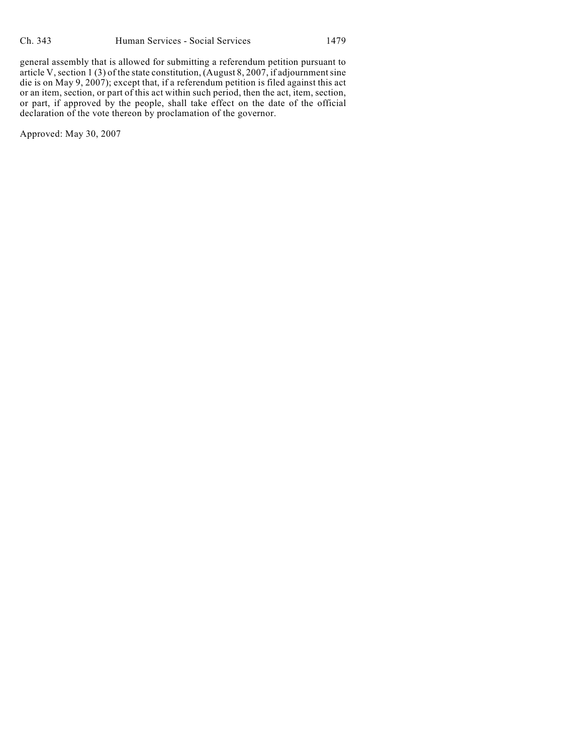general assembly that is allowed for submitting a referendum petition pursuant to article V, section 1 (3) of the state constitution, (August 8, 2007, if adjournment sine die is on May 9, 2007); except that, if a referendum petition is filed against this act or an item, section, or part of this act within such period, then the act, item, section, or part, if approved by the people, shall take effect on the date of the official declaration of the vote thereon by proclamation of the governor.

Approved: May 30, 2007